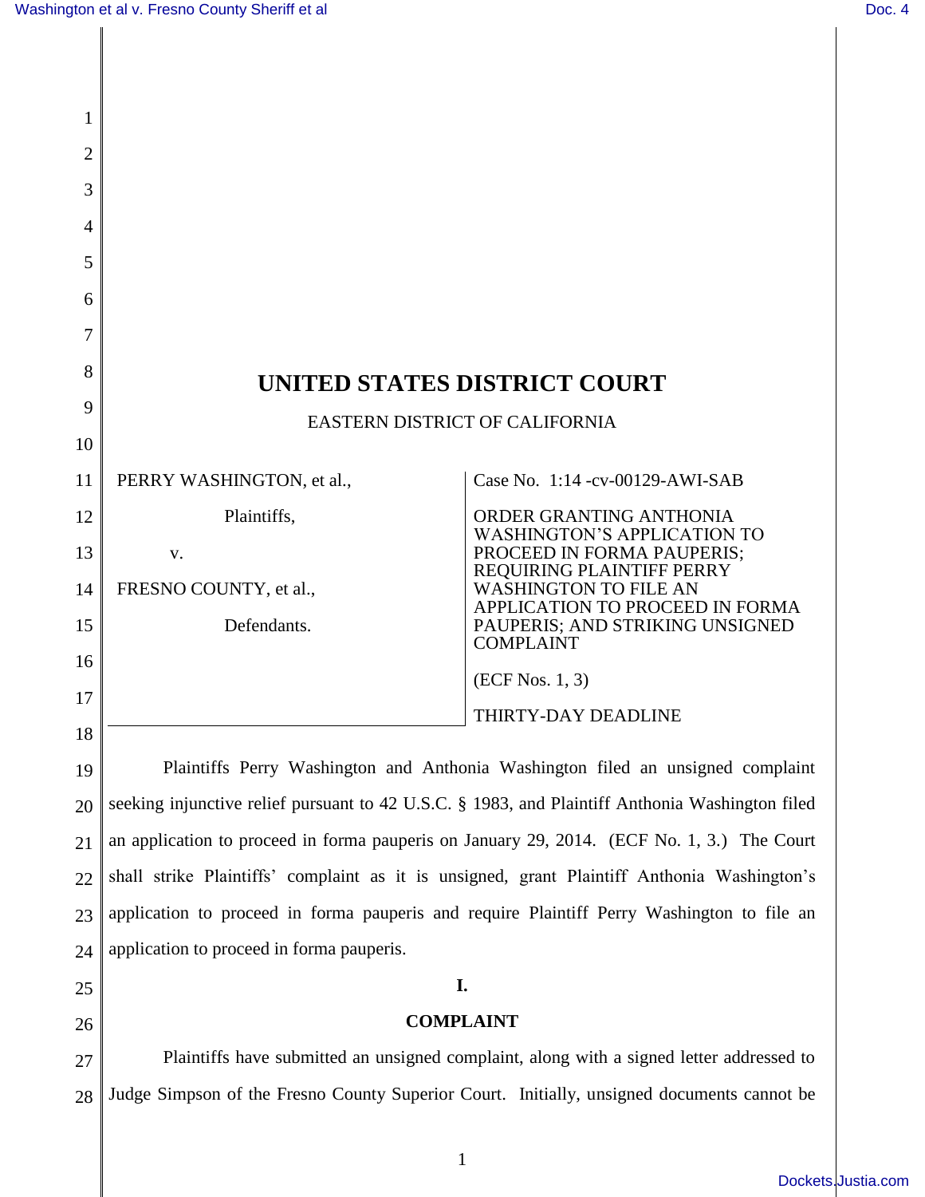# UNITED STATES DISTRICT COURT

EASTERN DISTRICT OF CALIFORNIA

| | |
|---|---|
| PERRY WASHINGTON, et al.,<br><br>Plaintiffs,<br><br>v.<br><br>FRESNO COUNTY, et al.,<br><br>Defendants. | Case No. 1:14 -cv-00129-AWI-SAB<br><br>ORDER GRANTING ANTHONIA WASHINGTON'S APPLICATION TO PROCEED IN FORMA PAUPERIS; REQUIRING PLAINTIFF PERRY WASHINGTON TO FILE AN APPLICATION TO PROCEED IN FORMA PAUPERIS; AND STRIKING UNSIGNED COMPLAINT<br><br>(ECF Nos. 1, 3)<br><br>THIRTY-DAY DEADLINE |

Plaintiffs Perry Washington and Anthonia Washington filed an unsigned complaint seeking injunctive relief pursuant to 42 U.S.C. § 1983, and Plaintiff Anthonia Washington filed an application to proceed in forma pauperis on January 29, 2014. (ECF No. 1, 3.) The Court shall strike Plaintiffs' complaint as it is unsigned, grant Plaintiff Anthonia Washington's application to proceed in forma pauperis and require Plaintiff Perry Washington to file an application to proceed in forma pauperis.

**I.**

**COMPLAINT**

Plaintiffs have submitted an unsigned complaint, along with a signed letter addressed to Judge Simpson of the Fresno County Superior Court. Initially, unsigned documents cannot be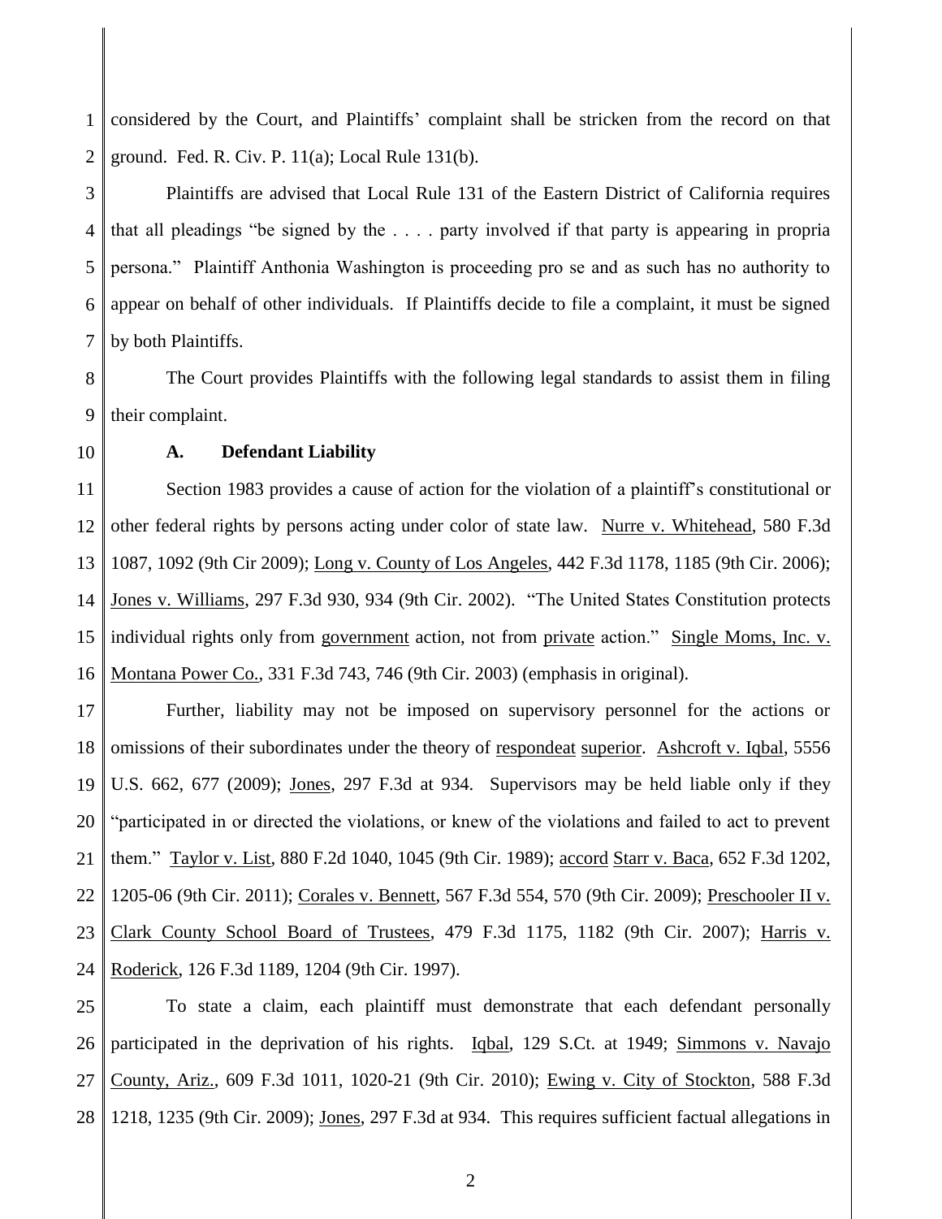considered by the Court, and Plaintiffs' complaint shall be stricken from the record on that ground. Fed. R. Civ. P. 11(a); Local Rule 131(b).

Plaintiffs are advised that Local Rule 131 of the Eastern District of California requires that all pleadings "be signed by the . . . . party involved if that party is appearing in propria persona." Plaintiff Anthonia Washington is proceeding pro se and as such has no authority to appear on behalf of other individuals. If Plaintiffs decide to file a complaint, it must be signed by both Plaintiffs.

The Court provides Plaintiffs with the following legal standards to assist them in filing their complaint.

**A. Defendant Liability**

Section 1983 provides a cause of action for the violation of a plaintiff's constitutional or other federal rights by persons acting under color of state law. Nurre v. Whitehead, 580 F.3d 1087, 1092 (9th Cir 2009); Long v. County of Los Angeles, 442 F.3d 1178, 1185 (9th Cir. 2006); Jones v. Williams, 297 F.3d 930, 934 (9th Cir. 2002). "The United States Constitution protects individual rights only from government action, not from private action." Single Moms, Inc. v. Montana Power Co., 331 F.3d 743, 746 (9th Cir. 2003) (emphasis in original).

Further, liability may not be imposed on supervisory personnel for the actions or omissions of their subordinates under the theory of respondeat superior. Ashcroft v. Iqbal, 5556 U.S. 662, 677 (2009); Jones, 297 F.3d at 934. Supervisors may be held liable only if they "participated in or directed the violations, or knew of the violations and failed to act to prevent them." Taylor v. List, 880 F.2d 1040, 1045 (9th Cir. 1989); accord Starr v. Baca, 652 F.3d 1202, 1205-06 (9th Cir. 2011); Corales v. Bennett, 567 F.3d 554, 570 (9th Cir. 2009); Preschooler II v. Clark County School Board of Trustees, 479 F.3d 1175, 1182 (9th Cir. 2007); Harris v. Roderick, 126 F.3d 1189, 1204 (9th Cir. 1997).

To state a claim, each plaintiff must demonstrate that each defendant personally participated in the deprivation of his rights. Iqbal, 129 S.Ct. at 1949; Simmons v. Navajo County, Ariz., 609 F.3d 1011, 1020-21 (9th Cir. 2010); Ewing v. City of Stockton, 588 F.3d 1218, 1235 (9th Cir. 2009); Jones, 297 F.3d at 934. This requires sufficient factual allegations in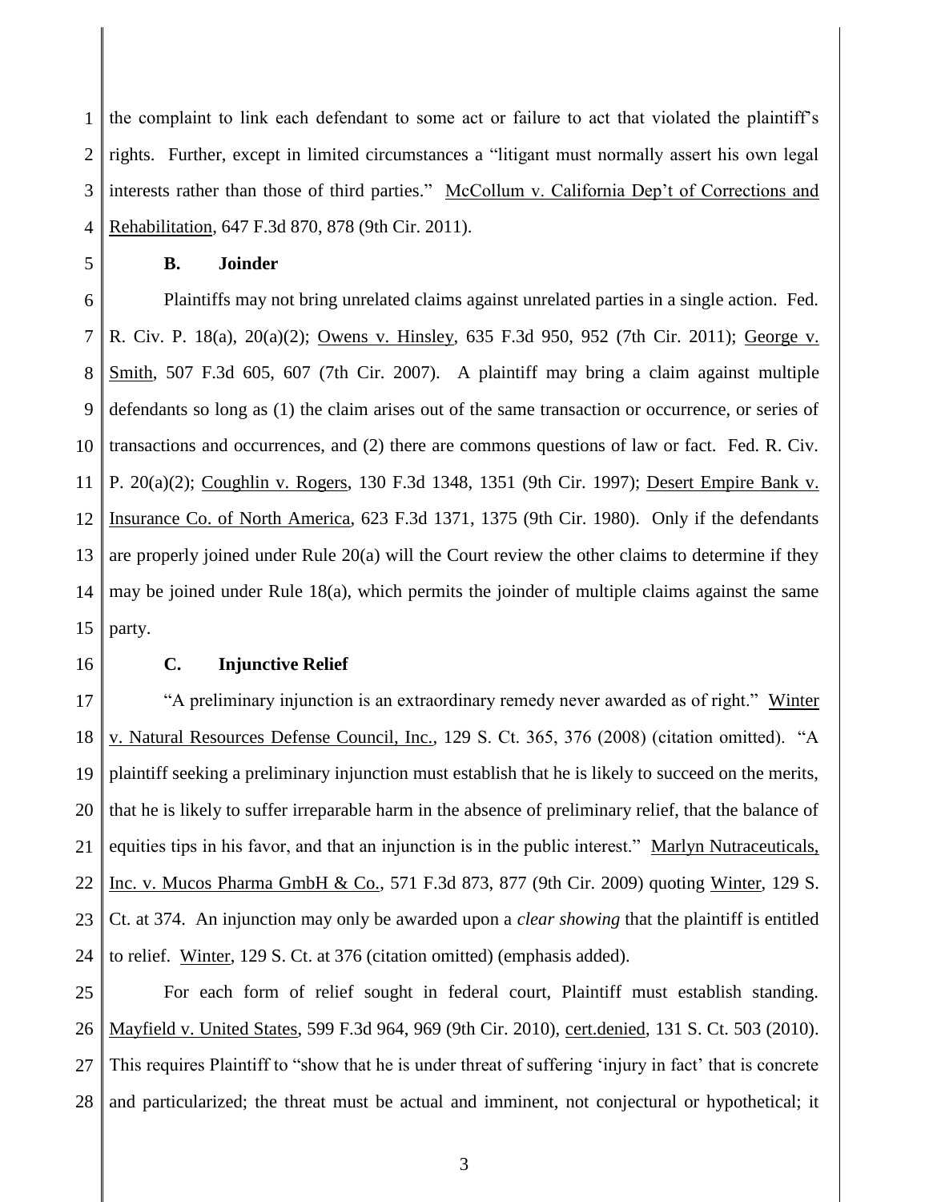the complaint to link each defendant to some act or failure to act that violated the plaintiff's rights. Further, except in limited circumstances a "litigant must normally assert his own legal interests rather than those of third parties." McCollum v. California Dep't of Corrections and Rehabilitation, 647 F.3d 870, 878 (9th Cir. 2011).

### B. Joinder

Plaintiffs may not bring unrelated claims against unrelated parties in a single action. Fed. R. Civ. P. 18(a), 20(a)(2); Owens v. Hinsley, 635 F.3d 950, 952 (7th Cir. 2011); George v. Smith, 507 F.3d 605, 607 (7th Cir. 2007). A plaintiff may bring a claim against multiple defendants so long as (1) the claim arises out of the same transaction or occurrence, or series of transactions and occurrences, and (2) there are commons questions of law or fact. Fed. R. Civ. P. 20(a)(2); Coughlin v. Rogers, 130 F.3d 1348, 1351 (9th Cir. 1997); Desert Empire Bank v. Insurance Co. of North America, 623 F.3d 1371, 1375 (9th Cir. 1980). Only if the defendants are properly joined under Rule 20(a) will the Court review the other claims to determine if they may be joined under Rule 18(a), which permits the joinder of multiple claims against the same party.

### C. Injunctive Relief

"A preliminary injunction is an extraordinary remedy never awarded as of right." Winter v. Natural Resources Defense Council, Inc., 129 S. Ct. 365, 376 (2008) (citation omitted). "A plaintiff seeking a preliminary injunction must establish that he is likely to succeed on the merits, that he is likely to suffer irreparable harm in the absence of preliminary relief, that the balance of equities tips in his favor, and that an injunction is in the public interest." Marlyn Nutraceuticals, Inc. v. Mucos Pharma GmbH & Co., 571 F.3d 873, 877 (9th Cir. 2009) quoting Winter, 129 S. Ct. at 374. An injunction may only be awarded upon a *clear showing* that the plaintiff is entitled to relief. Winter, 129 S. Ct. at 376 (citation omitted) (emphasis added).

For each form of relief sought in federal court, Plaintiff must establish standing. Mayfield v. United States, 599 F.3d 964, 969 (9th Cir. 2010), cert.denied, 131 S. Ct. 503 (2010). This requires Plaintiff to "show that he is under threat of suffering 'injury in fact' that is concrete and particularized; the threat must be actual and imminent, not conjectural or hypothetical; it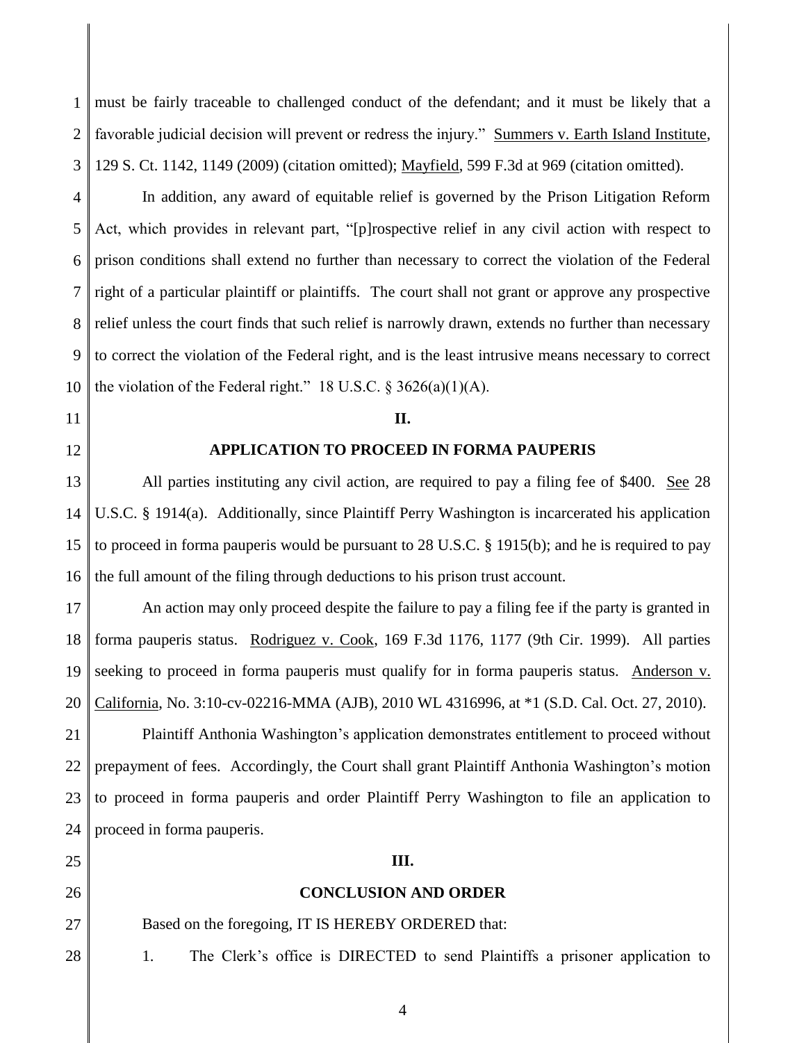must be fairly traceable to challenged conduct of the defendant; and it must be likely that a favorable judicial decision will prevent or redress the injury." Summers v. Earth Island Institute, 129 S. Ct. 1142, 1149 (2009) (citation omitted); Mayfield, 599 F.3d at 969 (citation omitted).

In addition, any award of equitable relief is governed by the Prison Litigation Reform Act, which provides in relevant part, "[p]rospective relief in any civil action with respect to prison conditions shall extend no further than necessary to correct the violation of the Federal right of a particular plaintiff or plaintiffs. The court shall not grant or approve any prospective relief unless the court finds that such relief is narrowly drawn, extends no further than necessary to correct the violation of the Federal right, and is the least intrusive means necessary to correct the violation of the Federal right." 18 U.S.C. § 3626(a)(1)(A).

## II.

## APPLICATION TO PROCEED IN FORMA PAUPERIS

All parties instituting any civil action, are required to pay a filing fee of $400. See 28 U.S.C. § 1914(a). Additionally, since Plaintiff Perry Washington is incarcerated his application to proceed in forma pauperis would be pursuant to 28 U.S.C. § 1915(b); and he is required to pay the full amount of the filing through deductions to his prison trust account.

An action may only proceed despite the failure to pay a filing fee if the party is granted in forma pauperis status. Rodriguez v. Cook, 169 F.3d 1176, 1177 (9th Cir. 1999). All parties seeking to proceed in forma pauperis must qualify for in forma pauperis status. Anderson v. California, No. 3:10-cv-02216-MMA (AJB), 2010 WL 4316996, at *1 (S.D. Cal. Oct. 27, 2010).

Plaintiff Anthonia Washington's application demonstrates entitlement to proceed without prepayment of fees. Accordingly, the Court shall grant Plaintiff Anthonia Washington's motion to proceed in forma pauperis and order Plaintiff Perry Washington to file an application to proceed in forma pauperis.

## III.

## CONCLUSION AND ORDER

Based on the foregoing, IT IS HEREBY ORDERED that:

1. The Clerk's office is DIRECTED to send Plaintiffs a prisoner application to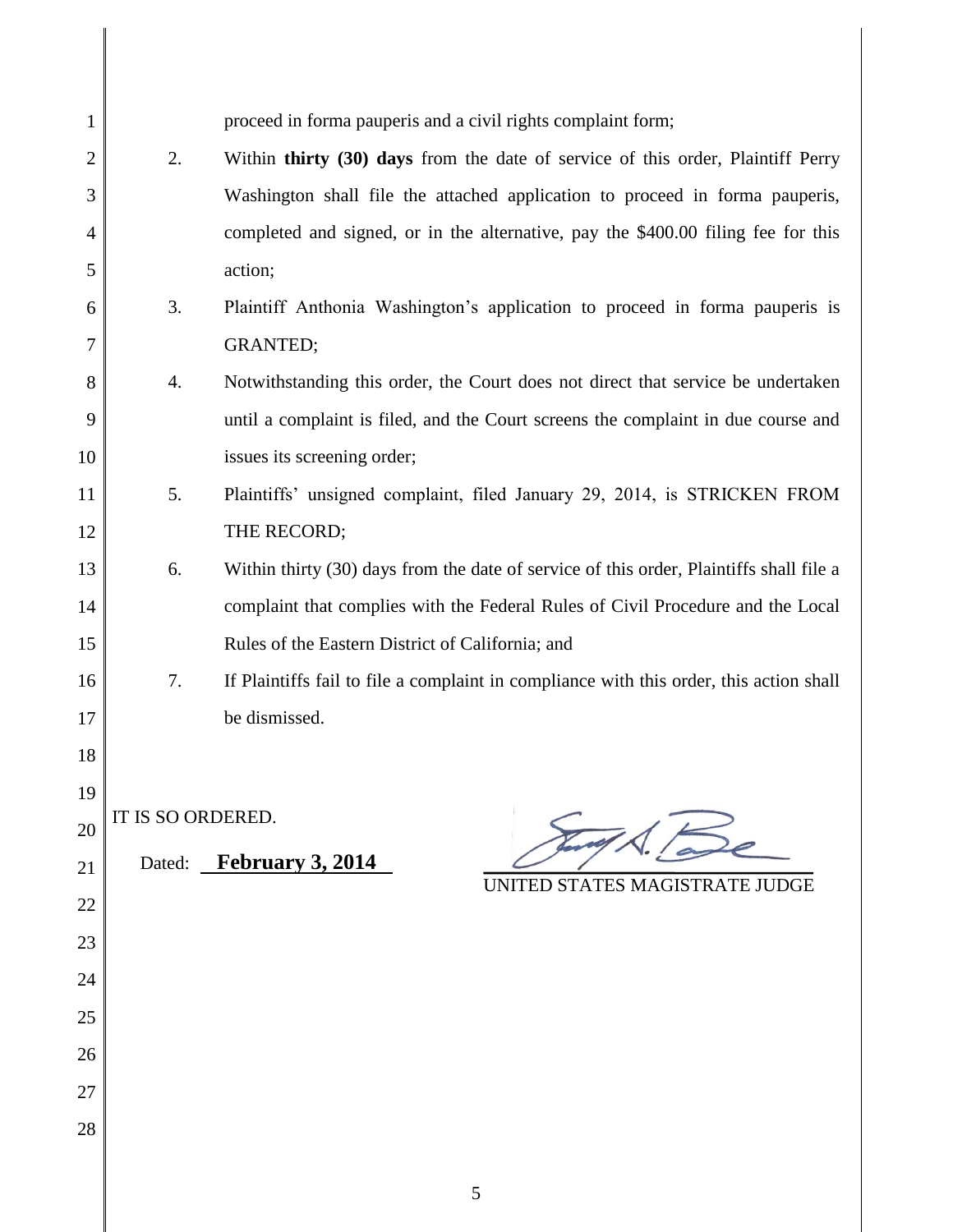proceed in forma pauperis and a civil rights complaint form;

2. Within **thirty (30) days** from the date of service of this order, Plaintiff Perry Washington shall file the attached application to proceed in forma pauperis, completed and signed, or in the alternative, pay the $400.00 filing fee for this action;

3. Plaintiff Anthonia Washington's application to proceed in forma pauperis is GRANTED;

4. Notwithstanding this order, the Court does not direct that service be undertaken until a complaint is filed, and the Court screens the complaint in due course and issues its screening order;

5. Plaintiffs' unsigned complaint, filed January 29, 2014, is STRICKEN FROM THE RECORD;

6. Within thirty (30) days from the date of service of this order, Plaintiffs shall file a complaint that complies with the Federal Rules of Civil Procedure and the Local Rules of the Eastern District of California; and

7. If Plaintiffs fail to file a complaint in compliance with this order, this action shall be dismissed.

IT IS SO ORDERED.

Dated: **February 3, 2014**

UNITED STATES MAGISTRATE JUDGE